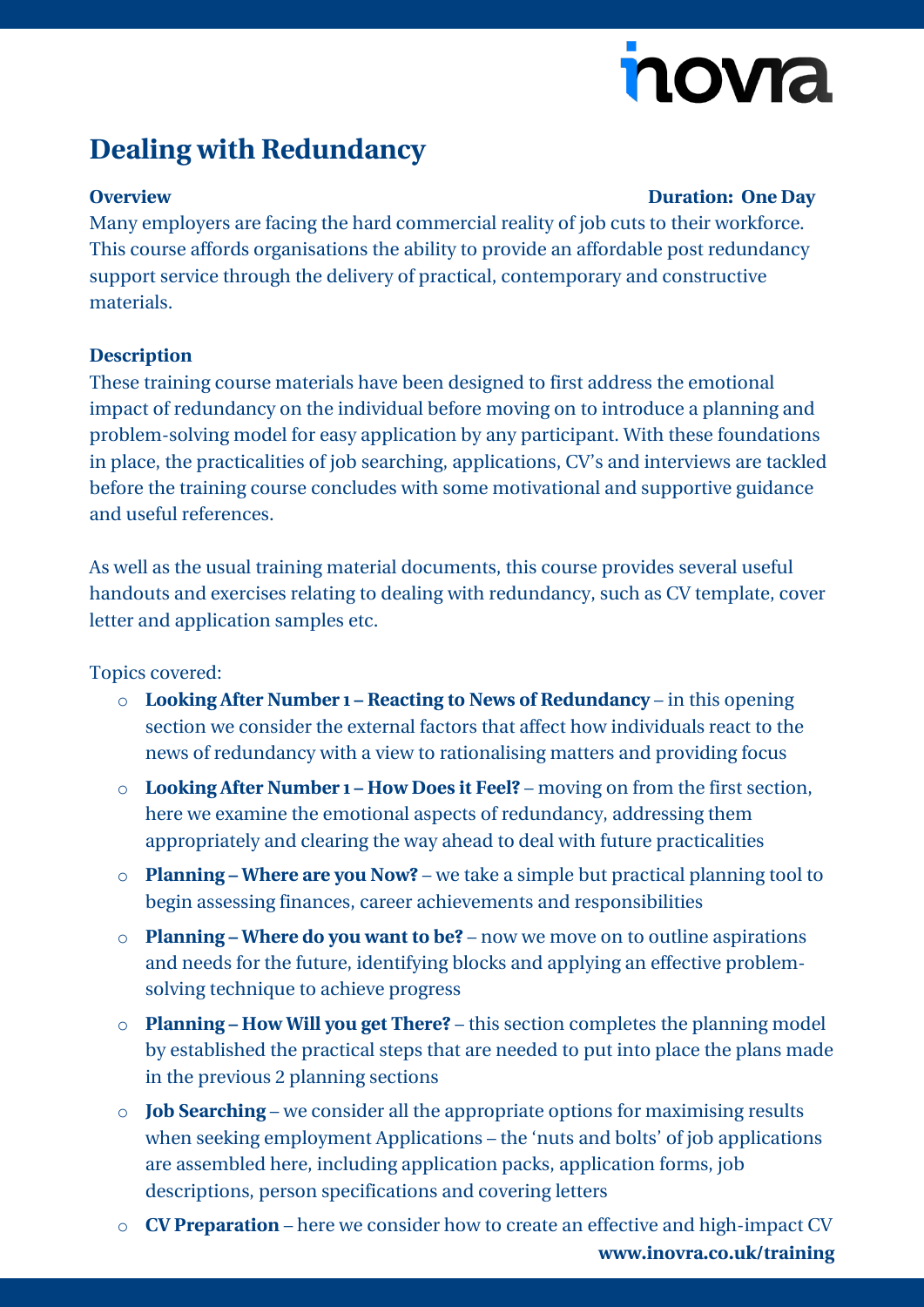# Dealing with Redundancy

**Overview** **Duration: One Day**

Many employers are facing the hard commercial reality of job cuts to their workforce. This course affords organisations the ability to provide an affordable post redundancy support service through the delivery of practical, contemporary and constructive materials.

**Description**

These training course materials have been designed to first address the emotional impact of redundancy on the individual before moving on to introduce a planning and problem-solving model for easy application by any participant. With these foundations in place, the practicalities of job searching, applications, CV's and interviews are tackled before the training course concludes with some motivational and supportive guidance and useful references.

As well as the usual training material documents, this course provides several useful handouts and exercises relating to dealing with redundancy, such as CV template, cover letter and application samples etc.

Topics covered:

- **Looking After Number 1 – Reacting to News of Redundancy** – in this opening section we consider the external factors that affect how individuals react to the news of redundancy with a view to rationalising matters and providing focus
- **Looking After Number 1 – How Does it Feel?** – moving on from the first section, here we examine the emotional aspects of redundancy, addressing them appropriately and clearing the way ahead to deal with future practicalities
- **Planning – Where are you Now?** – we take a simple but practical planning tool to begin assessing finances, career achievements and responsibilities
- **Planning – Where do you want to be?** – now we move on to outline aspirations and needs for the future, identifying blocks and applying an effective problem-solving technique to achieve progress
- **Planning – How Will you get There?** – this section completes the planning model by established the practical steps that are needed to put into place the plans made in the previous 2 planning sections
- **Job Searching** – we consider all the appropriate options for maximising results when seeking employment Applications – the 'nuts and bolts' of job applications are assembled here, including application packs, application forms, job descriptions, person specifications and covering letters
- **CV Preparation** – here we consider how to create an effective and high-impact CV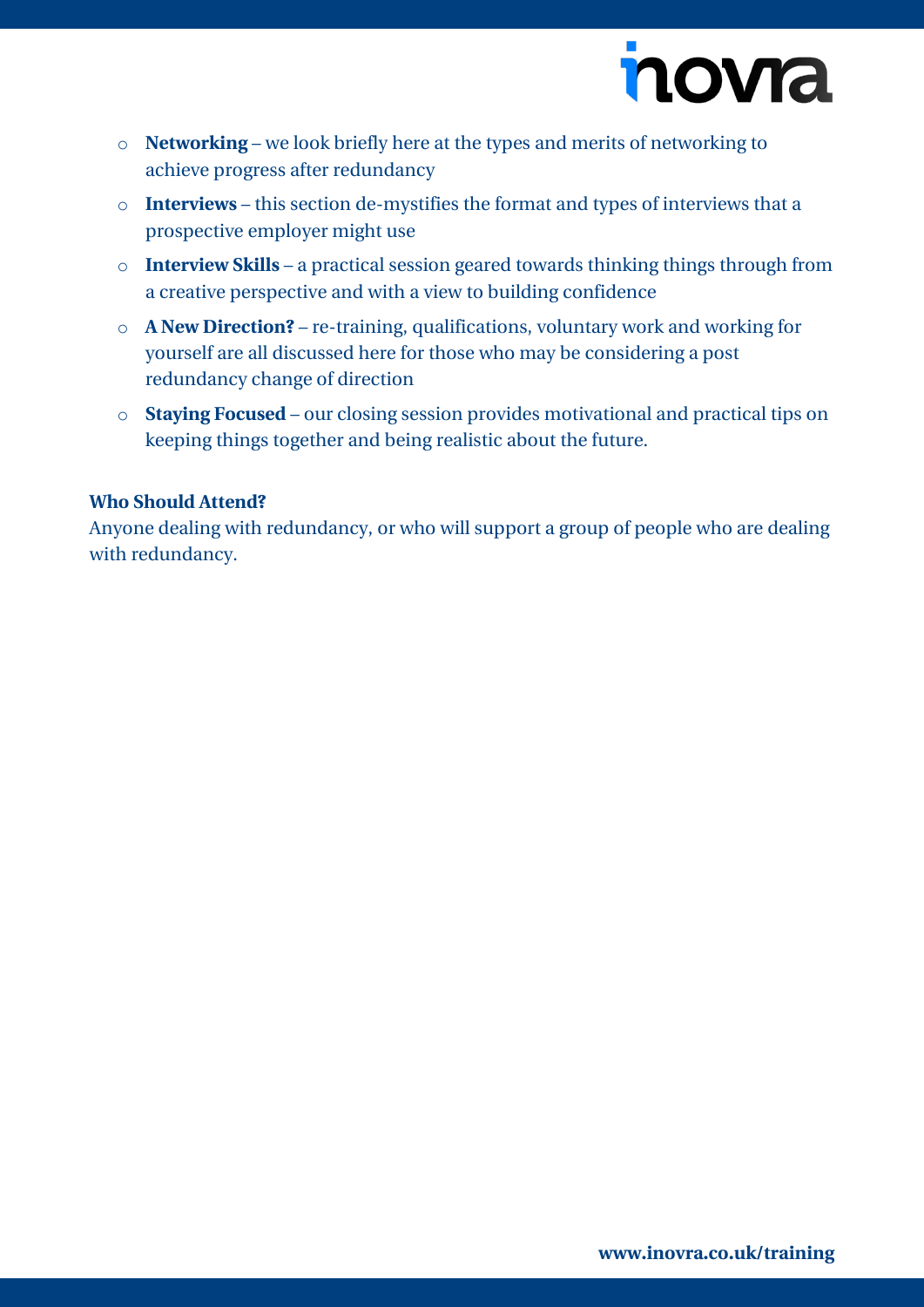- **Networking** – we look briefly here at the types and merits of networking to achieve progress after redundancy
- **Interviews** – this section de-mystifies the format and types of interviews that a prospective employer might use
- **Interview Skills** – a practical session geared towards thinking things through from a creative perspective and with a view to building confidence
- **A New Direction?** – re-training, qualifications, voluntary work and working for yourself are all discussed here for those who may be considering a post redundancy change of direction
- **Staying Focused** – our closing session provides motivational and practical tips on keeping things together and being realistic about the future.

**Who Should Attend?**

Anyone dealing with redundancy, or who will support a group of people who are dealing with redundancy.